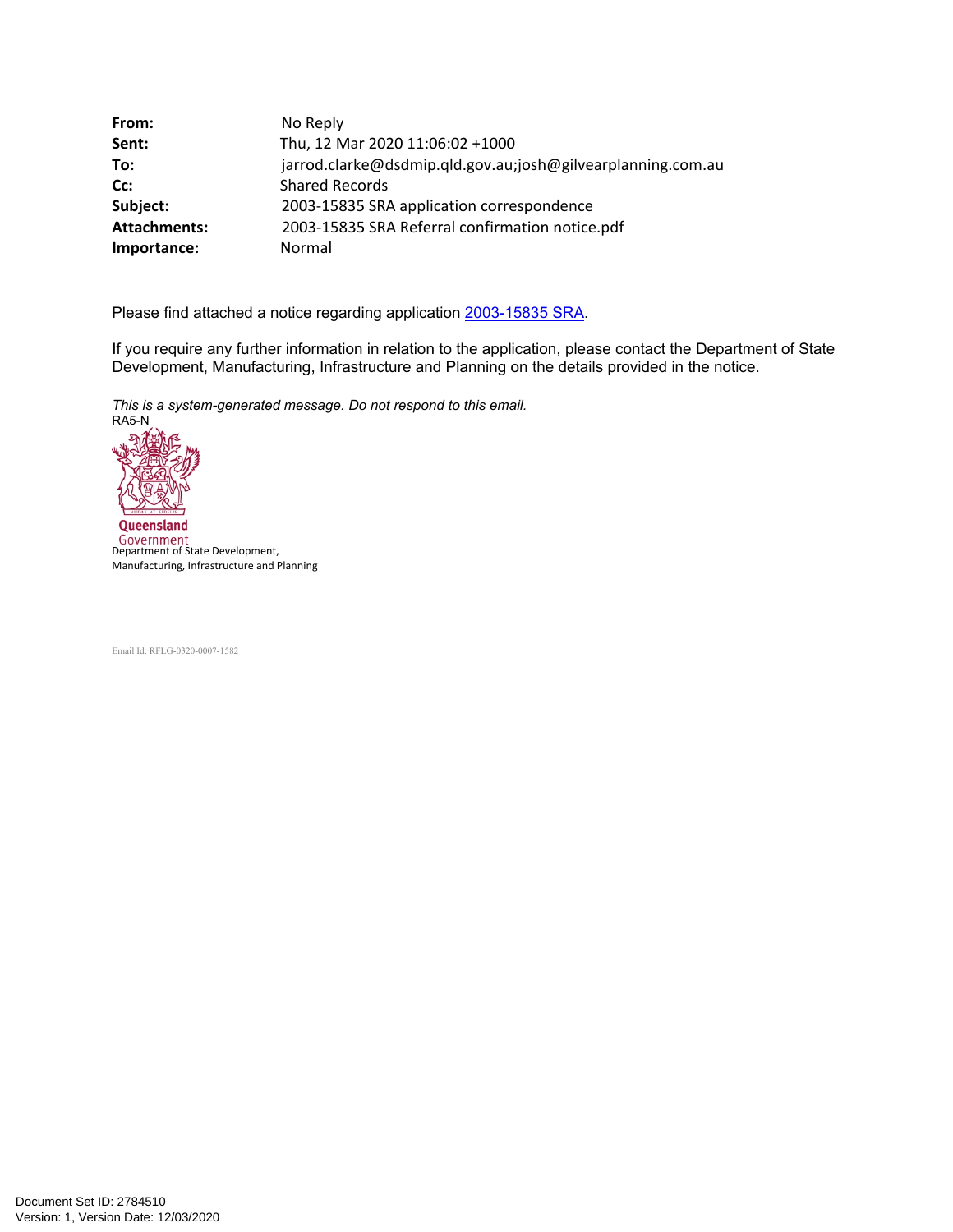| | |
|---|---|
| **From:** | No Reply |
| **Sent:** | Thu, 12 Mar 2020 11:06:02 +1000 |
| **To:** | jarrod.clarke@dsdmip.qld.gov.au;josh@gilvearplanning.com.au |
| **Cc:** | Shared Records |
| **Subject:** | 2003-15835 SRA application correspondence |
| **Attachments:** | 2003-15835 SRA Referral confirmation notice.pdf |
| **Importance:** | Normal |

Please find attached a notice regarding application 2003-15835 SRA.

If you require any further information in relation to the application, please contact the Department of State Development, Manufacturing, Infrastructure and Planning on the details provided in the notice.

*This is a system-generated message. Do not respond to this email.*
RA5-N

Queensland Government
Department of State Development, Manufacturing, Infrastructure and Planning

Email Id: RFLG-0320-0007-1582

Document Set ID: 2784510
Version: 1, Version Date: 12/03/2020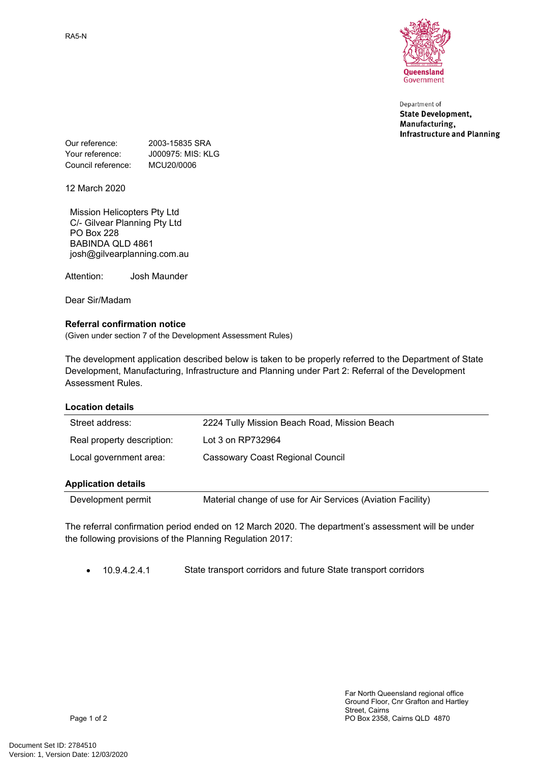RA5-N

Department of
**State Development, Manufacturing, Infrastructure and Planning**

| | |
|---|---|
| Our reference: | 2003-15835 SRA |
| Your reference: | J000975: MIS: KLG |
| Council reference: | MCU20/0006 |

12 March 2020

Mission Helicopters Pty Ltd
C/- Gilvear Planning Pty Ltd
PO Box 228
BABINDA QLD 4861
josh@gilvearplanning.com.au

Attention: Josh Maunder

Dear Sir/Madam

**Referral confirmation notice**

(Given under section 7 of the Development Assessment Rules)

The development application described below is taken to be properly referred to the Department of State Development, Manufacturing, Infrastructure and Planning under Part 2: Referral of the Development Assessment Rules.

**Location details**

| | |
|---|---|
| Street address: | 2224 Tully Mission Beach Road, Mission Beach |
| Real property description: | Lot 3 on RP732964 |
| Local government area: | Cassowary Coast Regional Council |

**Application details**

| | |
|---|---|
| Development permit | Material change of use for Air Services (Aviation Facility) |

The referral confirmation period ended on 12 March 2020. The department's assessment will be under the following provisions of the Planning Regulation 2017:

- 10.9.4.2.4.1 State transport corridors and future State transport corridors

Far North Queensland regional office
Ground Floor, Cnr Grafton and Hartley Street, Cairns
PO Box 2358, Cairns QLD 4870

Document Set ID: 2784510
Version: 1, Version Date: 12/03/2020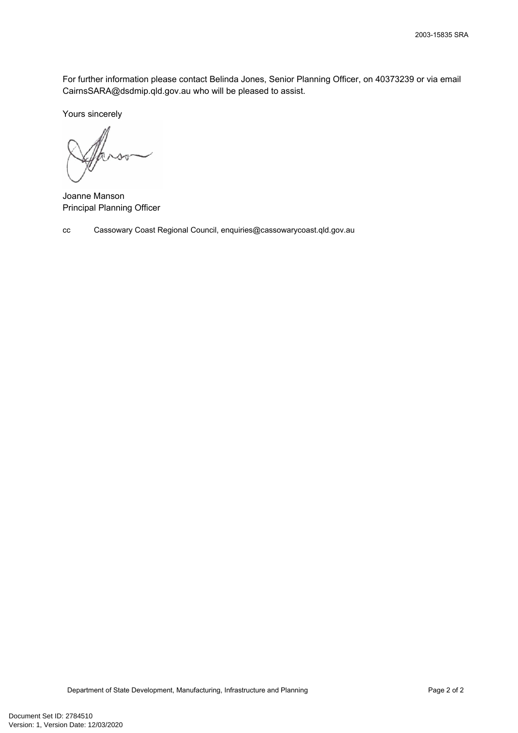For further information please contact Belinda Jones, Senior Planning Officer, on 40373239 or via email CairnsSARA@dsdmip.qld.gov.au who will be pleased to assist.

Yours sincerely

Joanne Manson
Principal Planning Officer

cc Cassowary Coast Regional Council, enquiries@cassowarycoast.qld.gov.au